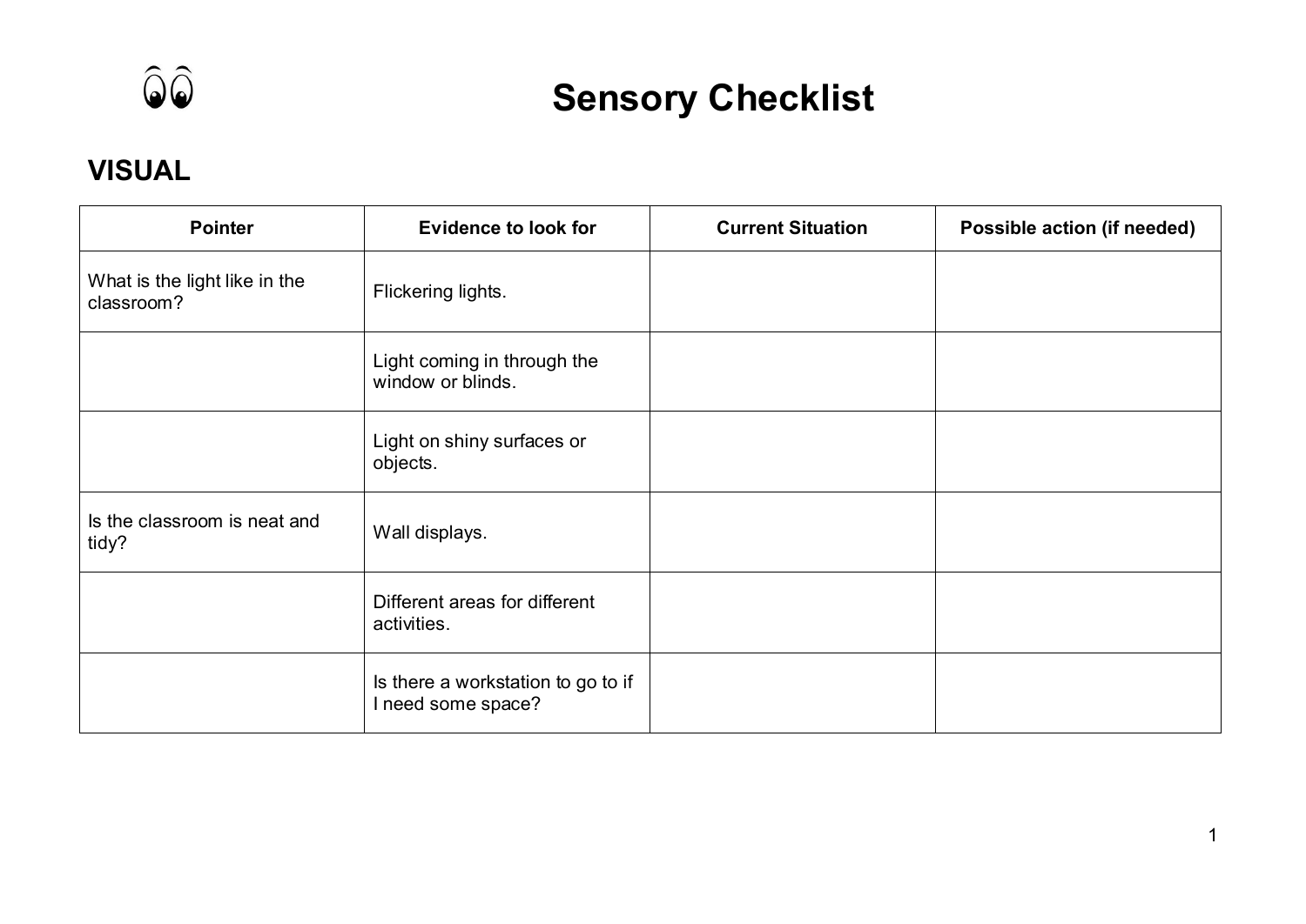# Sensory Checklist

## VISUAL

| Pointer | Evidence to look for | Current Situation | Possible action (if needed) |
|---|---|---|---|
| What is the light like in the classroom? | Flickering lights. | | |
| | Light coming in through the window or blinds. | | |
| | Light on shiny surfaces or objects. | | |
| Is the classroom is neat and tidy? | Wall displays. | | |
| | Different areas for different activities. | | |
| | Is there a workstation to go to if I need some space? | | |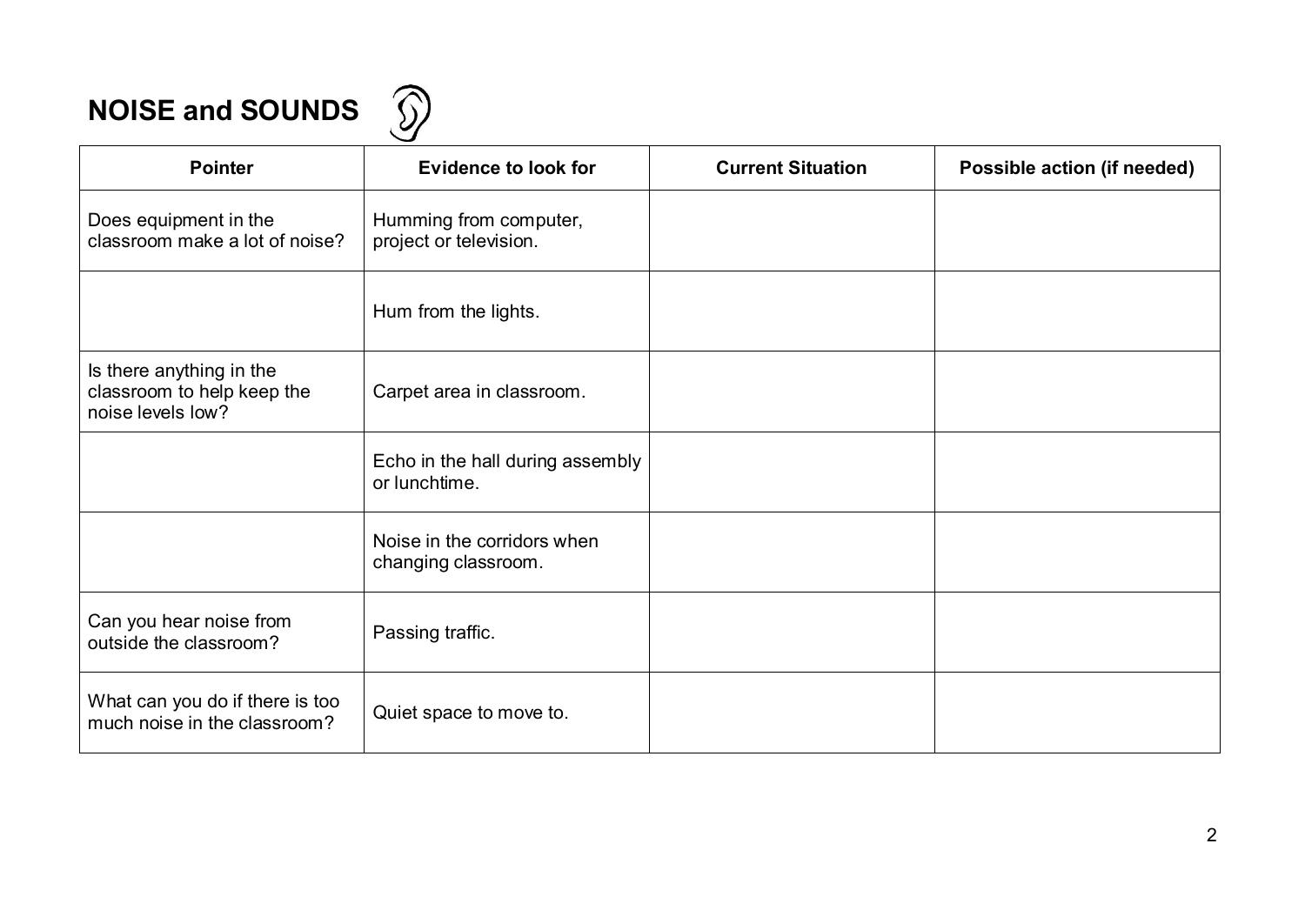## NOISE and SOUNDS

| Pointer | Evidence to look for | Current Situation | Possible action (if needed) |
|---|---|---|---|
| Does equipment in the classroom make a lot of noise? | Humming from computer, project or television. | | |
| | Hum from the lights. | | |
| Is there anything in the classroom to help keep the noise levels low? | Carpet area in classroom. | | |
| | Echo in the hall during assembly or lunchtime. | | |
| | Noise in the corridors when changing classroom. | | |
| Can you hear noise from outside the classroom? | Passing traffic. | | |
| What can you do if there is too much noise in the classroom? | Quiet space to move to. | | |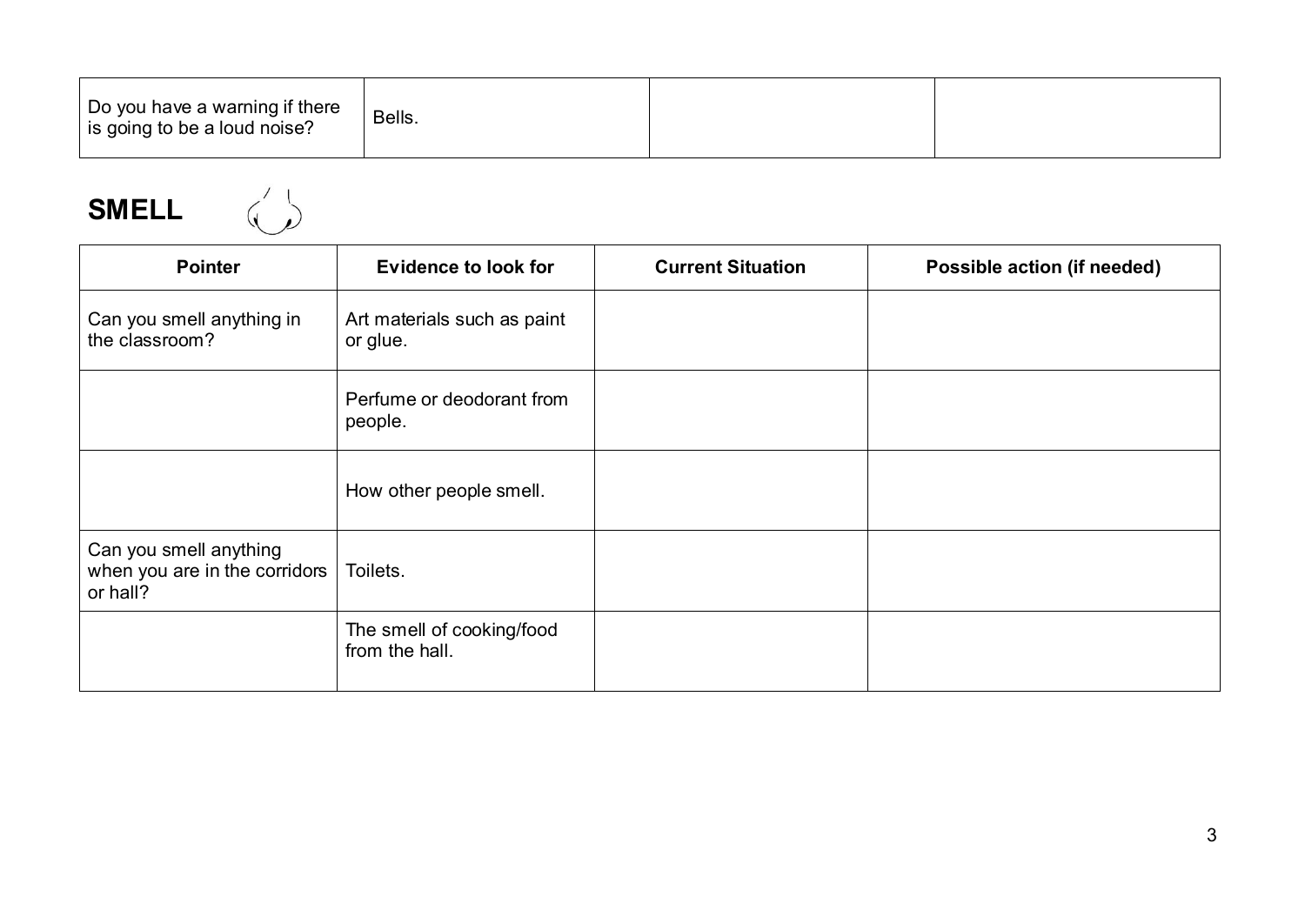| Do you have a warning if there is going to be a loud noise? | Bells. | | |
|---|---|---|---|

## SMELL

| Pointer | Evidence to look for | Current Situation | Possible action (if needed) |
|---|---|---|---|
| Can you smell anything in the classroom? | Art materials such as paint or glue. | | |
| | Perfume or deodorant from people. | | |
| | How other people smell. | | |
| Can you smell anything when you are in the corridors or hall? | Toilets. | | |
| | The smell of cooking/food from the hall. | | |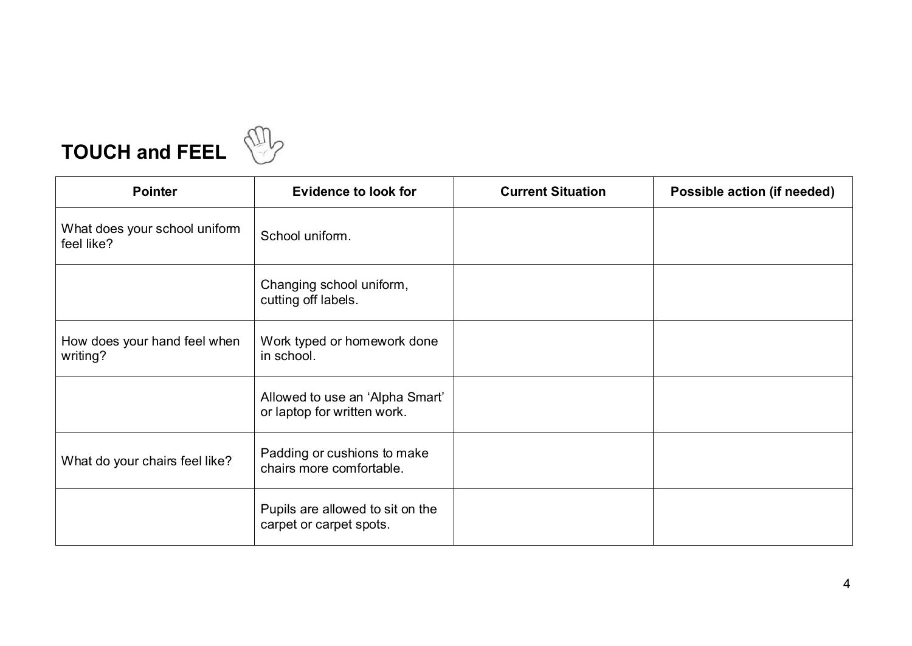## TOUCH and FEEL

| Pointer | Evidence to look for | Current Situation | Possible action (if needed) |
|---|---|---|---|
| What does your school uniform feel like? | School uniform. | | |
| | Changing school uniform, cutting off labels. | | |
| How does your hand feel when writing? | Work typed or homework done in school. | | |
| | Allowed to use an 'Alpha Smart' or laptop for written work. | | |
| What do your chairs feel like? | Padding or cushions to make chairs more comfortable. | | |
| | Pupils are allowed to sit on the carpet or carpet spots. | | |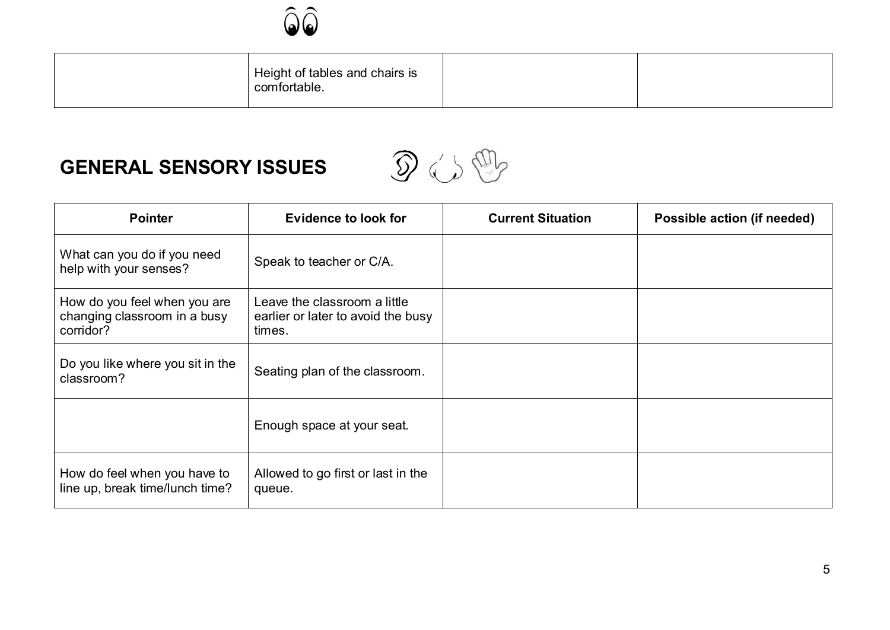| | Height of tables and chairs is comfortable. | | |
|---|---|---|---|

## GENERAL SENSORY ISSUES

| Pointer | Evidence to look for | Current Situation | Possible action (if needed) |
|---|---|---|---|
| What can you do if you need help with your senses? | Speak to teacher or C/A. | | |
| How do you feel when you are changing classroom in a busy corridor? | Leave the classroom a little earlier or later to avoid the busy times. | | |
| Do you like where you sit in the classroom? | Seating plan of the classroom. | | |
| | Enough space at your seat. | | |
| How do feel when you have to line up, break time/lunch time? | Allowed to go first or last in the queue. | | |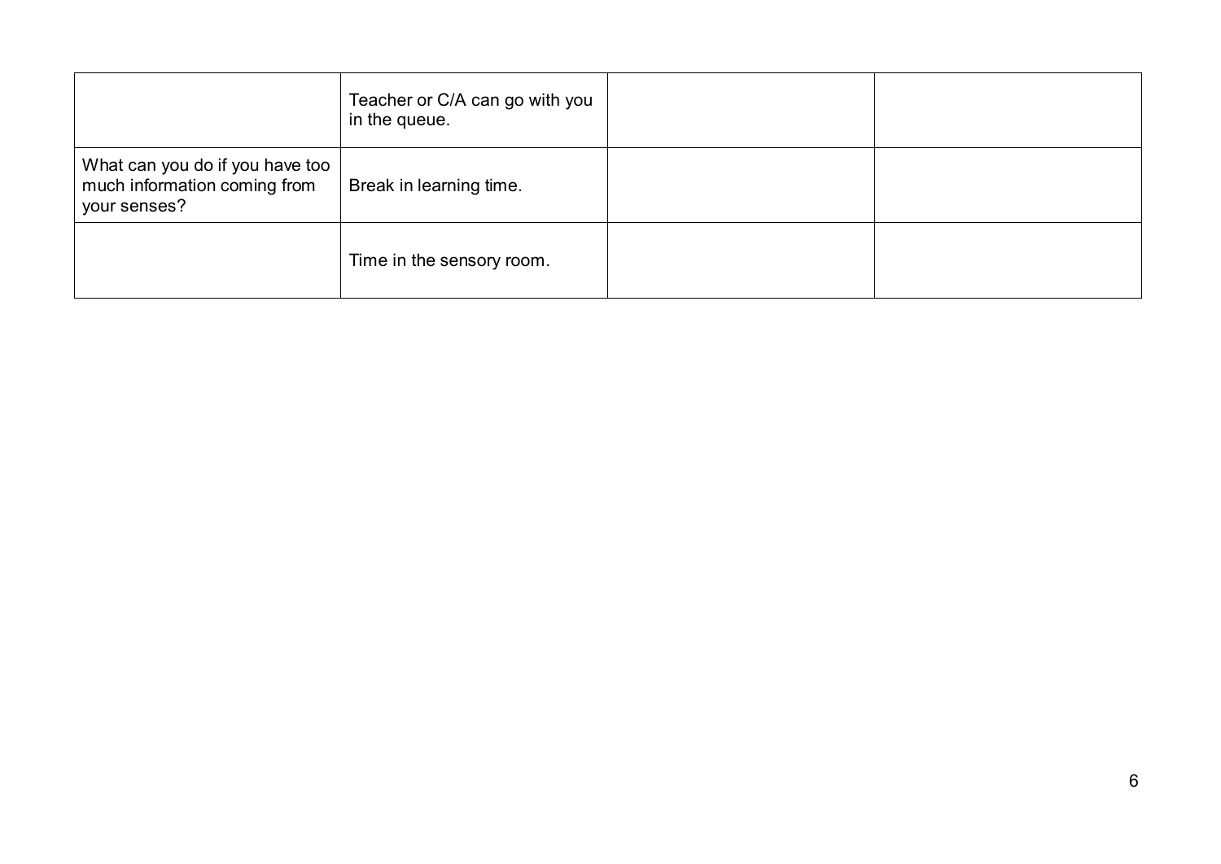| | | | |
|---|---|---|---|
| | Teacher or C/A can go with you in the queue. | | |
| What can you do if you have too much information coming from your senses? | Break in learning time. | | |
| | Time in the sensory room. | | |